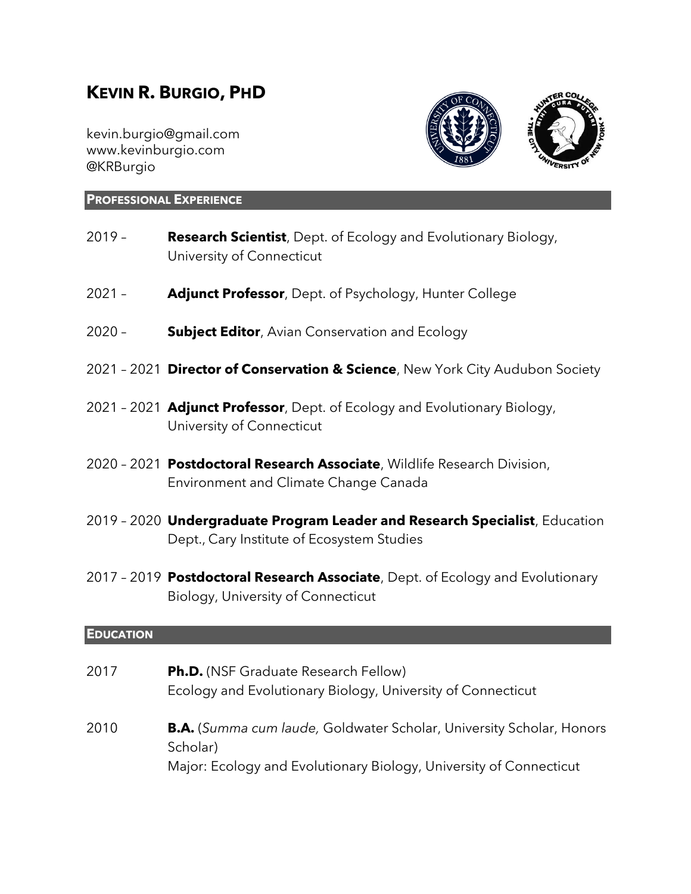# KEVIN R. BURGIO, PHD

kevin.burgio@gmail.com
www.kevinburgio.com
@KRBurgio

## PROFESSIONAL EXPERIENCE

2019 – **Research Scientist**, Dept. of Ecology and Evolutionary Biology, University of Connecticut

2021 – **Adjunct Professor**, Dept. of Psychology, Hunter College

2020 – **Subject Editor**, Avian Conservation and Ecology

2021 – 2021 **Director of Conservation & Science**, New York City Audubon Society

2021 – 2021 **Adjunct Professor**, Dept. of Ecology and Evolutionary Biology, University of Connecticut

2020 – 2021 **Postdoctoral Research Associate**, Wildlife Research Division, Environment and Climate Change Canada

2019 – 2020 **Undergraduate Program Leader and Research Specialist**, Education Dept., Cary Institute of Ecosystem Studies

2017 – 2019 **Postdoctoral Research Associate**, Dept. of Ecology and Evolutionary Biology, University of Connecticut

## EDUCATION

2017 **Ph.D.** (NSF Graduate Research Fellow)
Ecology and Evolutionary Biology, University of Connecticut

2010 **B.A.** (*Summa cum laude,* Goldwater Scholar, University Scholar, Honors Scholar)
Major: Ecology and Evolutionary Biology, University of Connecticut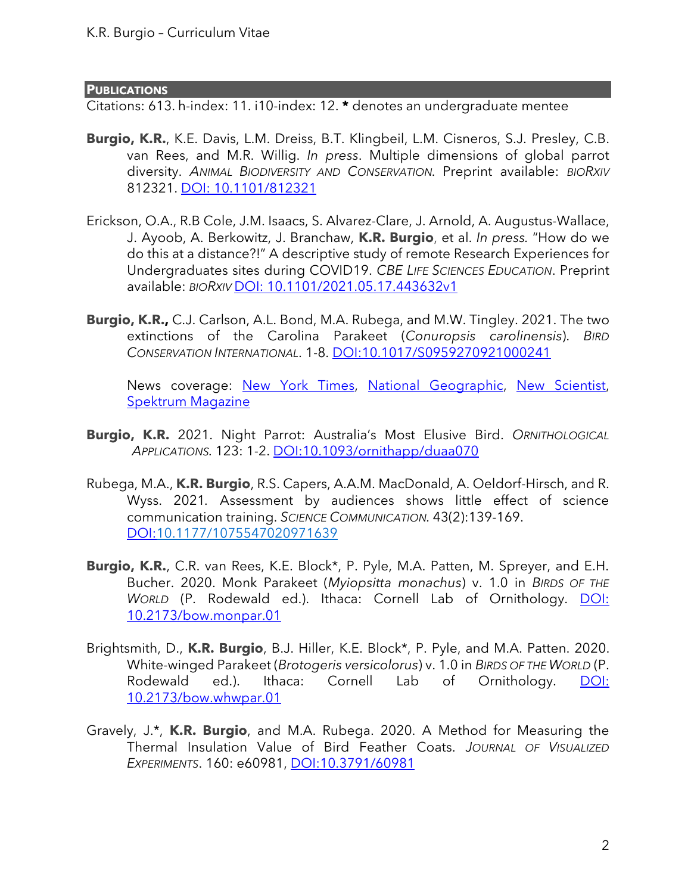## Publications

Citations: 613. h-index: 11. i10-index: 12. **\*** denotes an undergraduate mentee

**Burgio, K.R.**, K.E. Davis, L.M. Dreiss, B.T. Klingbeil, L.M. Cisneros, S.J. Presley, C.B. van Rees, and M.R. Willig. *In press*. Multiple dimensions of global parrot diversity. *Animal Biodiversity and Conservation.* Preprint available: *bioRxiv* 812321. [DOI: 10.1101/812321](https://doi.org/10.1101/812321)

Erickson, O.A., R.B Cole, J.M. Isaacs, S. Alvarez-Clare, J. Arnold, A. Augustus-Wallace, J. Ayoob, A. Berkowitz, J. Branchaw, **K.R. Burgio**, et al. *In press.* "How do we do this at a distance?!" A descriptive study of remote Research Experiences for Undergraduates sites during COVID19. *CBE Life Sciences Education*. Preprint available: *bioRxiv* [DOI: 10.1101/2021.05.17.443632v1](https://doi.org/10.1101/2021.05.17.443632v1)

**Burgio, K.R.,** C.J. Carlson, A.L. Bond, M.A. Rubega, and M.W. Tingley. 2021. The two extinctions of the Carolina Parakeet (*Conuropsis carolinensis*). *Bird Conservation International*. 1-8. [DOI:10.1017/S0959270921000241](https://doi.org/10.1017/S0959270921000241)

News coverage: New York Times, National Geographic, New Scientist, Spektrum Magazine

**Burgio, K.R.** 2021. Night Parrot: Australia's Most Elusive Bird. *Ornithological Applications.* 123: 1-2. [DOI:10.1093/ornithapp/duaa070](https://doi.org/10.1093/ornithapp/duaa070)

Rubega, M.A., **K.R. Burgio**, R.S. Capers, A.A.M. MacDonald, A. Oeldorf-Hirsch, and R. Wyss. 2021. Assessment by audiences shows little effect of science communication training. *Science Communication.* 43(2):139-169. [DOI:10.1177/1075547020971639](https://doi.org/10.1177/1075547020971639)

**Burgio, K.R.**, C.R. van Rees, K.E. Block\*, P. Pyle, M.A. Patten, M. Spreyer, and E.H. Bucher. 2020. Monk Parakeet (*Myiopsitta monachus*) v. 1.0 in *Birds of the World* (P. Rodewald ed.). Ithaca: Cornell Lab of Ornithology. [DOI: 10.2173/bow.monpar.01](https://doi.org/10.2173/bow.monpar.01)

Brightsmith, D., **K.R. Burgio**, B.J. Hiller, K.E. Block\*, P. Pyle, and M.A. Patten. 2020. White-winged Parakeet (*Brotogeris versicolorus*) v. 1.0 in *Birds of the World* (P. Rodewald ed.). Ithaca: Cornell Lab of Ornithology. [DOI: 10.2173/bow.whwpar.01](https://doi.org/10.2173/bow.whwpar.01)

Gravely, J.\*, **K.R. Burgio**, and M.A. Rubega. 2020. A Method for Measuring the Thermal Insulation Value of Bird Feather Coats. *Journal of Visualized Experiments*. 160: e60981, [DOI:10.3791/60981](https://doi.org/10.3791/60981)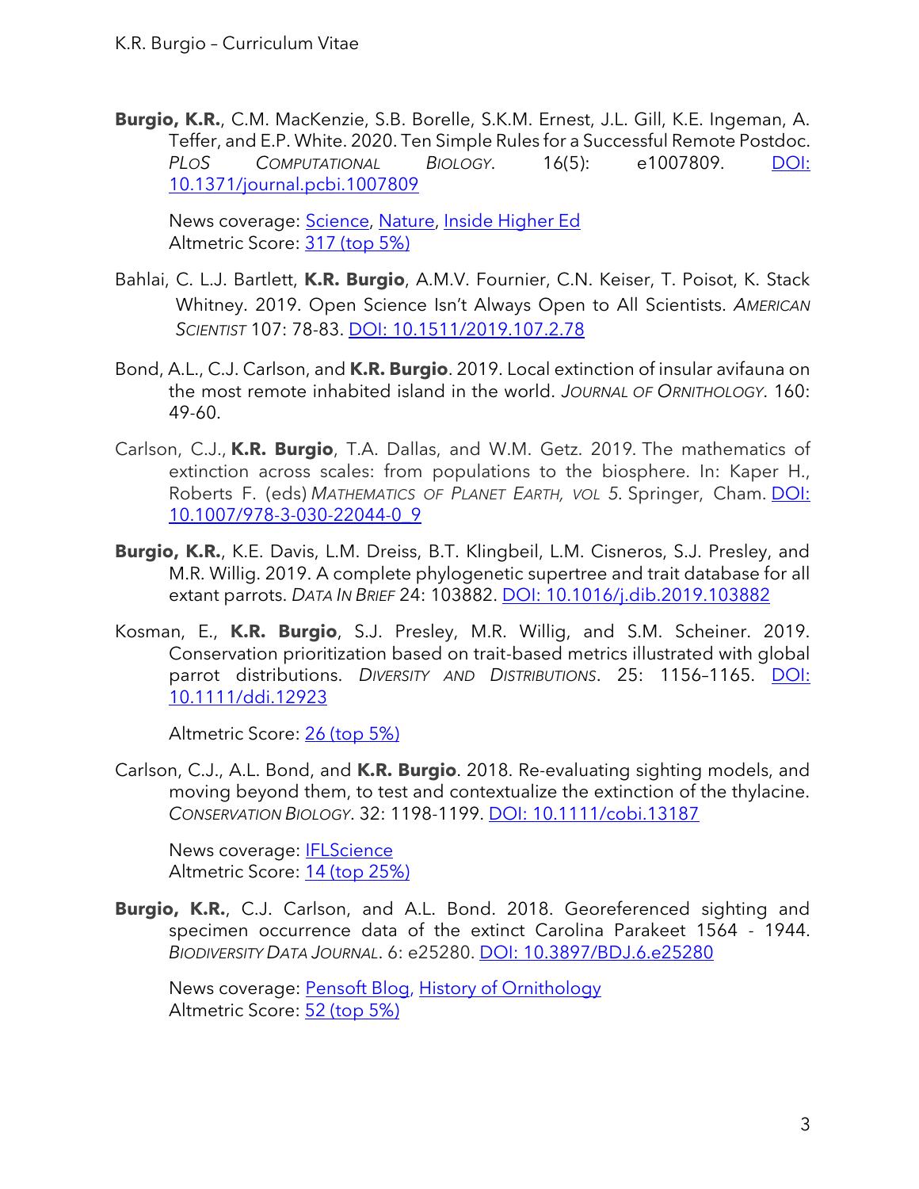**Burgio, K.R.**, C.M. MacKenzie, S.B. Borelle, S.K.M. Ernest, J.L. Gill, K.E. Ingeman, A. Teffer, and E.P. White. 2020. Ten Simple Rules for a Successful Remote Postdoc. *PLoS Computational Biology*. 16(5): e1007809. [DOI: 10.1371/journal.pcbi.1007809]

News coverage: [Science], [Nature], [Inside Higher Ed]
Altmetric Score: [317 (top 5%)]

Bahlai, C. L.J. Bartlett, **K.R. Burgio**, A.M.V. Fournier, C.N. Keiser, T. Poisot, K. Stack Whitney. 2019. Open Science Isn't Always Open to All Scientists. *American Scientist* 107: 78-83. [DOI: 10.1511/2019.107.2.78]

Bond, A.L., C.J. Carlson, and **K.R. Burgio**. 2019. Local extinction of insular avifauna on the most remote inhabited island in the world. *Journal of Ornithology*. 160: 49-60.

Carlson, C.J., **K.R. Burgio**, T.A. Dallas, and W.M. Getz. 2019. The mathematics of extinction across scales: from populations to the biosphere. In: Kaper H., Roberts F. (eds) *Mathematics of Planet Earth, vol 5*. Springer, Cham. [DOI: 10.1007/978-3-030-22044-0_9]

**Burgio, K.R.**, K.E. Davis, L.M. Dreiss, B.T. Klingbeil, L.M. Cisneros, S.J. Presley, and M.R. Willig. 2019. A complete phylogenetic supertree and trait database for all extant parrots. *Data In Brief* 24: 103882. [DOI: 10.1016/j.dib.2019.103882]

Kosman, E., **K.R. Burgio**, S.J. Presley, M.R. Willig, and S.M. Scheiner. 2019. Conservation prioritization based on trait-based metrics illustrated with global parrot distributions. *Diversity and Distributions*. 25: 1156–1165. [DOI: 10.1111/ddi.12923]

Altmetric Score: [26 (top 5%)]

Carlson, C.J., A.L. Bond, and **K.R. Burgio**. 2018. Re-evaluating sighting models, and moving beyond them, to test and contextualize the extinction of the thylacine. *Conservation Biology*. 32: 1198-1199. [DOI: 10.1111/cobi.13187]

News coverage: [IFLScience]
Altmetric Score: [14 (top 25%)]

**Burgio, K.R.**, C.J. Carlson, and A.L. Bond. 2018. Georeferenced sighting and specimen occurrence data of the extinct Carolina Parakeet 1564 - 1944. *Biodiversity Data Journal*. 6: e25280. [DOI: 10.3897/BDJ.6.e25280]

News coverage: [Pensoft Blog], [History of Ornithology]
Altmetric Score: [52 (top 5%)]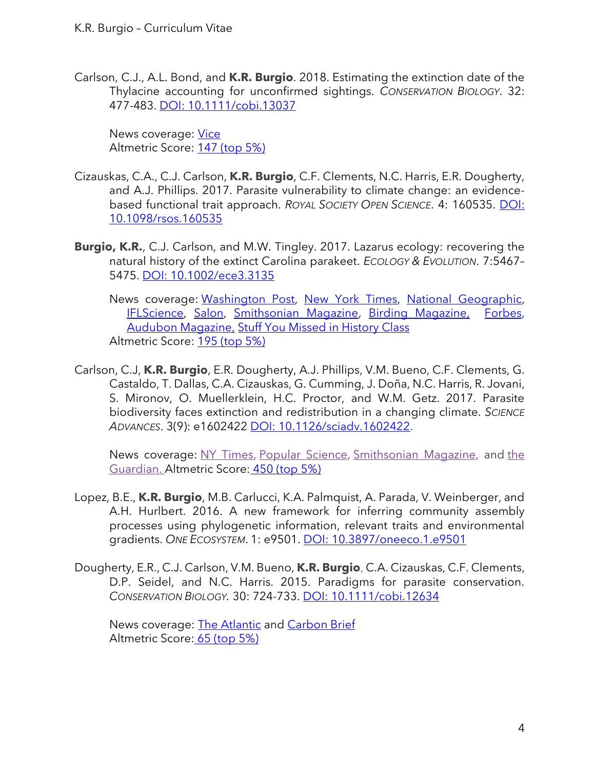Carlson, C.J., A.L. Bond, and **K.R. Burgio**. 2018. Estimating the extinction date of the Thylacine accounting for unconfirmed sightings. *Conservation Biology*. 32: 477-483. DOI: 10.1111/cobi.13037

News coverage: Vice
Altmetric Score: 147 (top 5%)

Cizauskas, C.A., C.J. Carlson, **K.R. Burgio**, C.F. Clements, N.C. Harris, E.R. Dougherty, and A.J. Phillips. 2017. Parasite vulnerability to climate change: an evidence-based functional trait approach. *Royal Society Open Science*. 4: 160535. DOI: 10.1098/rsos.160535

**Burgio, K.R.**, C.J. Carlson, and M.W. Tingley. 2017. Lazarus ecology: recovering the natural history of the extinct Carolina parakeet. *Ecology & Evolution*. 7:5467–5475. DOI: 10.1002/ece3.3135

News coverage: Washington Post, New York Times, National Geographic, IFLScience, Salon, Smithsonian Magazine, Birding Magazine, Forbes, Audubon Magazine, Stuff You Missed in History Class
Altmetric Score: 195 (top 5%)

Carlson, C.J, **K.R. Burgio**, E.R. Dougherty, A.J. Phillips, V.M. Bueno, C.F. Clements, G. Castaldo, T. Dallas, C.A. Cizauskas, G. Cumming, J. Doña, N.C. Harris, R. Jovani, S. Mironov, O. Muellerklein, H.C. Proctor, and W.M. Getz. 2017. Parasite biodiversity faces extinction and redistribution in a changing climate. *Science Advances*. 3(9): e1602422 DOI: 10.1126/sciadv.1602422.

News coverage: NY Times, Popular Science, Smithsonian Magazine, and the Guardian. Altmetric Score: 450 (top 5%)

Lopez, B.E., **K.R. Burgio**, M.B. Carlucci, K.A. Palmquist, A. Parada, V. Weinberger, and A.H. Hurlbert. 2016. A new framework for inferring community assembly processes using phylogenetic information, relevant traits and environmental gradients. *One Ecosystem*. 1: e9501. DOI: 10.3897/oneeco.1.e9501

Dougherty, E.R., C.J. Carlson, V.M. Bueno, **K.R. Burgio**, C.A. Cizauskas, C.F. Clements, D.P. Seidel, and N.C. Harris. 2015. Paradigms for parasite conservation. *Conservation Biology*. 30: 724-733. DOI: 10.1111/cobi.12634

News coverage: The Atlantic and Carbon Brief
Altmetric Score: 65 (top 5%)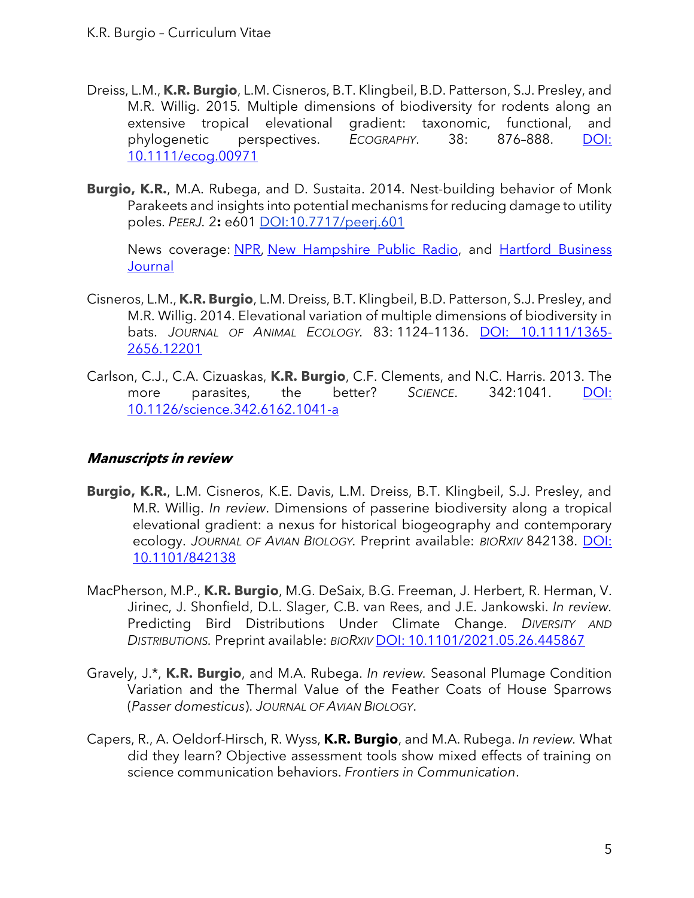Dreiss, L.M., **K.R. Burgio**, L.M. Cisneros, B.T. Klingbeil, B.D. Patterson, S.J. Presley, and M.R. Willig. 2015. Multiple dimensions of biodiversity for rodents along an extensive tropical elevational gradient: taxonomic, functional, and phylogenetic perspectives. *Ecography*. 38: 876–888. DOI: 10.1111/ecog.00971

**Burgio, K.R.**, M.A. Rubega, and D. Sustaita. 2014. Nest-building behavior of Monk Parakeets and insights into potential mechanisms for reducing damage to utility poles. *PeerJ*. 2**:** e601 DOI:10.7717/peerj.601

News coverage: NPR, New Hampshire Public Radio, and Hartford Business Journal

Cisneros, L.M., **K.R. Burgio**, L.M. Dreiss, B.T. Klingbeil, B.D. Patterson, S.J. Presley, and M.R. Willig. 2014. Elevational variation of multiple dimensions of biodiversity in bats. *Journal of Animal Ecology*. 83: 1124–1136. DOI: 10.1111/1365-2656.12201

Carlson, C.J., C.A. Cizuaskas, **K.R. Burgio**, C.F. Clements, and N.C. Harris. 2013. The more parasites, the better? *Science*. 342:1041. DOI: 10.1126/science.342.6162.1041-a

### *Manuscripts in review*

**Burgio, K.R.**, L.M. Cisneros, K.E. Davis, L.M. Dreiss, B.T. Klingbeil, S.J. Presley, and M.R. Willig. *In review*. Dimensions of passerine biodiversity along a tropical elevational gradient: a nexus for historical biogeography and contemporary ecology. *Journal of Avian Biology*. Preprint available: *bioRxiv* 842138. DOI: 10.1101/842138

MacPherson, M.P., **K.R. Burgio**, M.G. DeSaix, B.G. Freeman, J. Herbert, R. Herman, V. Jirinec, J. Shonfield, D.L. Slager, C.B. van Rees, and J.E. Jankowski. *In review*. Predicting Bird Distributions Under Climate Change. *Diversity and Distributions.* Preprint available: *bioRxiv* DOI: 10.1101/2021.05.26.445867

Gravely, J.*, **K.R. Burgio**, and M.A. Rubega. *In review*. Seasonal Plumage Condition Variation and the Thermal Value of the Feather Coats of House Sparrows (*Passer domesticus*). *Journal of Avian Biology*.

Capers, R., A. Oeldorf-Hirsch, R. Wyss, **K.R. Burgio**, and M.A. Rubega. *In review*. What did they learn? Objective assessment tools show mixed effects of training on science communication behaviors. *Frontiers in Communication*.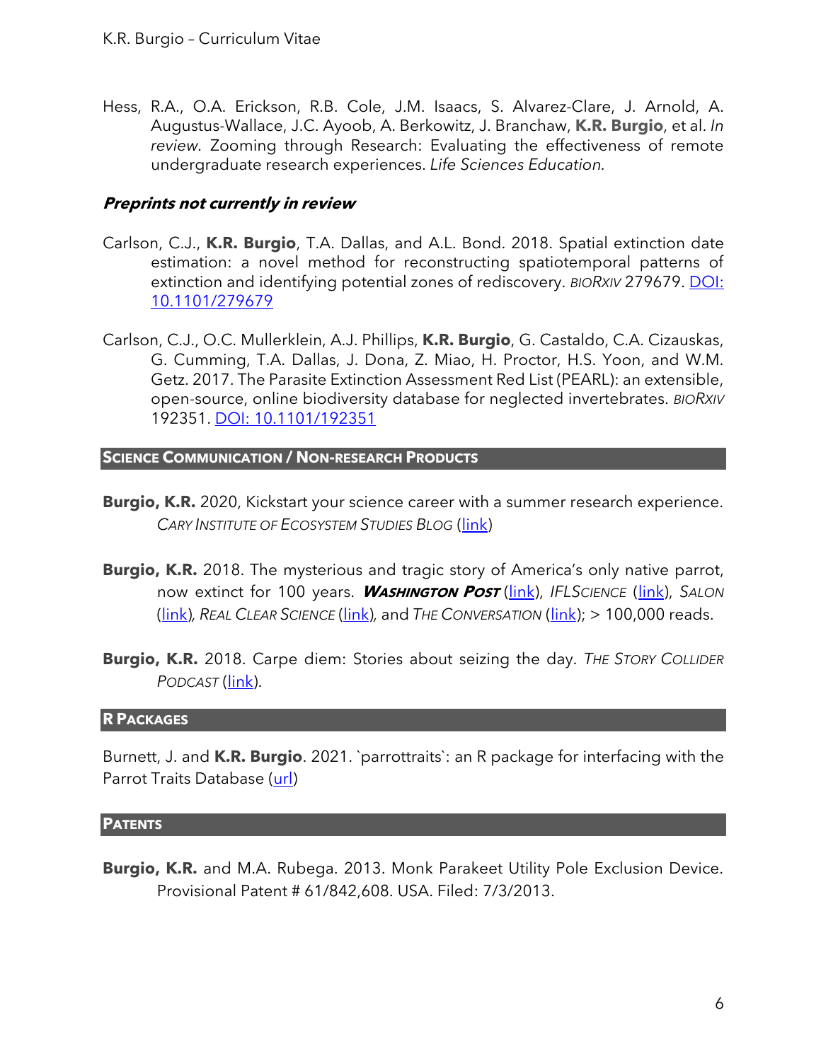Hess, R.A., O.A. Erickson, R.B. Cole, J.M. Isaacs, S. Alvarez-Clare, J. Arnold, A. Augustus-Wallace, J.C. Ayoob, A. Berkowitz, J. Branchaw, **K.R. Burgio**, et al. *In review*. Zooming through Research: Evaluating the effectiveness of remote undergraduate research experiences. *Life Sciences Education*.

### *Preprints not currently in review*

Carlson, C.J., **K.R. Burgio**, T.A. Dallas, and A.L. Bond. 2018. Spatial extinction date estimation: a novel method for reconstructing spatiotemporal patterns of extinction and identifying potential zones of rediscovery. *BIORXIV* 279679. [DOI: 10.1101/279679]

Carlson, C.J., O.C. Mullerklein, A.J. Phillips, **K.R. Burgio**, G. Castaldo, C.A. Cizauskas, G. Cumming, T.A. Dallas, J. Dona, Z. Miao, H. Proctor, H.S. Yoon, and W.M. Getz. 2017. The Parasite Extinction Assessment Red List (PEARL): an extensible, open-source, online biodiversity database for neglected invertebrates. *BIORXIV* 192351. [DOI: 10.1101/192351]

## Science Communication / Non-research Products

**Burgio, K.R.** 2020, Kickstart your science career with a summer research experience. *CARY INSTITUTE OF ECOSYSTEM STUDIES BLOG* ([link])

**Burgio, K.R.** 2018. The mysterious and tragic story of America's only native parrot, now extinct for 100 years. ***WASHINGTON POST*** ([link]), *IFLSCIENCE* ([link]), *SALON* ([link]), *REAL CLEAR SCIENCE* ([link]), and *THE CONVERSATION* ([link]); > 100,000 reads.

**Burgio, K.R.** 2018. Carpe diem: Stories about seizing the day. *THE STORY COLLIDER PODCAST* ([link]).

## R Packages

Burnett, J. and **K.R. Burgio**. 2021. `parrottraits`: an R package for interfacing with the Parrot Traits Database ([url])

## Patents

**Burgio, K.R.** and M.A. Rubega. 2013. Monk Parakeet Utility Pole Exclusion Device. Provisional Patent # 61/842,608. USA. Filed: 7/3/2013.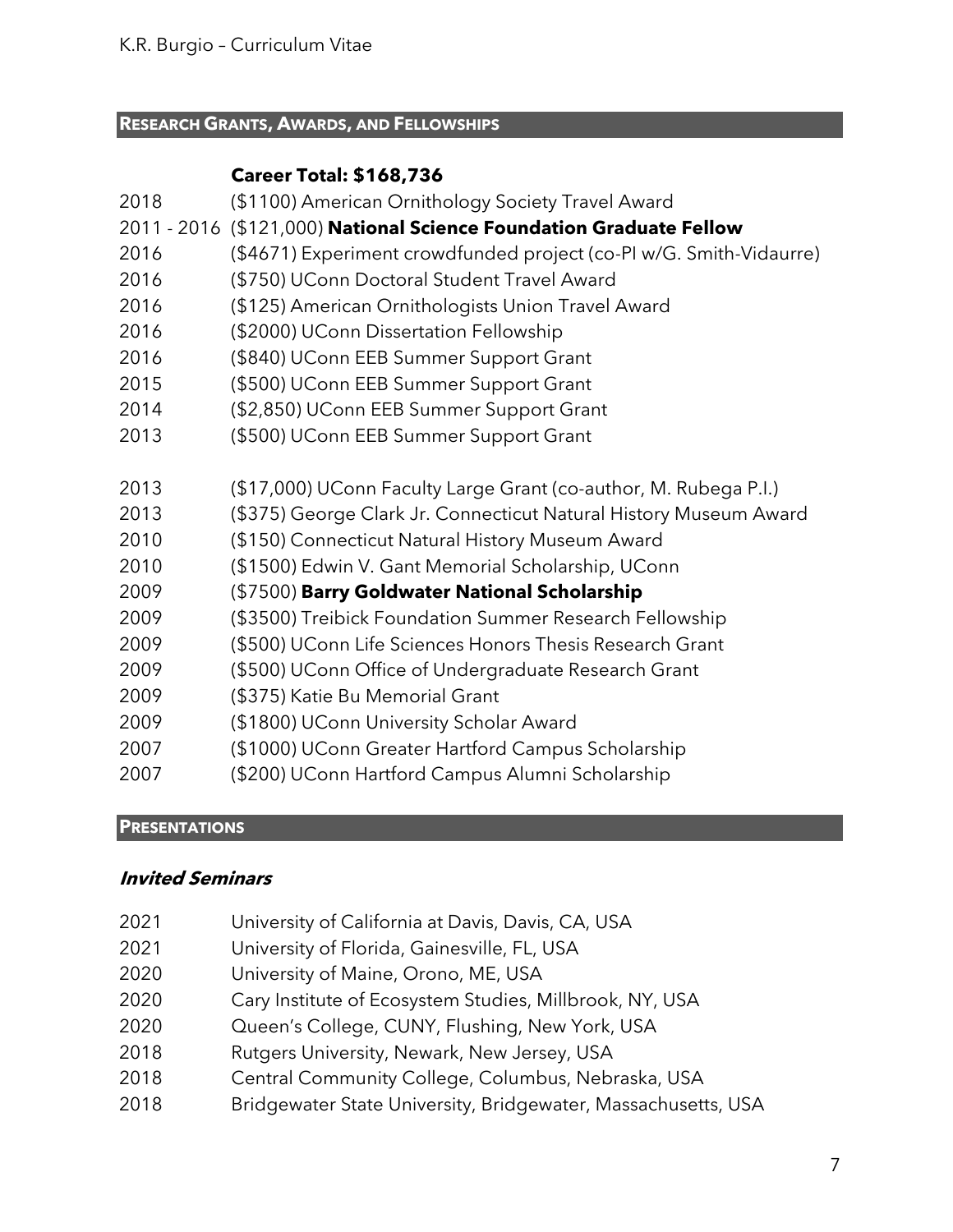## Research Grants, Awards, and Fellowships

**Career Total: $168,736**

2018 ($1100) American Ornithology Society Travel Award
2011 - 2016 ($121,000) **National Science Foundation Graduate Fellow**
2016 ($4671) Experiment crowdfunded project (co-PI w/G. Smith-Vidaurre)
2016 ($750) UConn Doctoral Student Travel Award
2016 ($125) American Ornithologists Union Travel Award
2016 ($2000) UConn Dissertation Fellowship
2016 ($840) UConn EEB Summer Support Grant
2015 ($500) UConn EEB Summer Support Grant
2014 ($2,850) UConn EEB Summer Support Grant
2013 ($500) UConn EEB Summer Support Grant

2013 ($17,000) UConn Faculty Large Grant (co-author, M. Rubega P.I.)
2013 ($375) George Clark Jr. Connecticut Natural History Museum Award
2010 ($150) Connecticut Natural History Museum Award
2010 ($1500) Edwin V. Gant Memorial Scholarship, UConn
2009 ($7500) **Barry Goldwater National Scholarship**
2009 ($3500) Treibick Foundation Summer Research Fellowship
2009 ($500) UConn Life Sciences Honors Thesis Research Grant
2009 ($500) UConn Office of Undergraduate Research Grant
2009 ($375) Katie Bu Memorial Grant
2009 ($1800) UConn University Scholar Award
2007 ($1000) UConn Greater Hartford Campus Scholarship
2007 ($200) UConn Hartford Campus Alumni Scholarship

## Presentations

### *Invited Seminars*

2021 University of California at Davis, Davis, CA, USA
2021 University of Florida, Gainesville, FL, USA
2020 University of Maine, Orono, ME, USA
2020 Cary Institute of Ecosystem Studies, Millbrook, NY, USA
2020 Queen's College, CUNY, Flushing, New York, USA
2018 Rutgers University, Newark, New Jersey, USA
2018 Central Community College, Columbus, Nebraska, USA
2018 Bridgewater State University, Bridgewater, Massachusetts, USA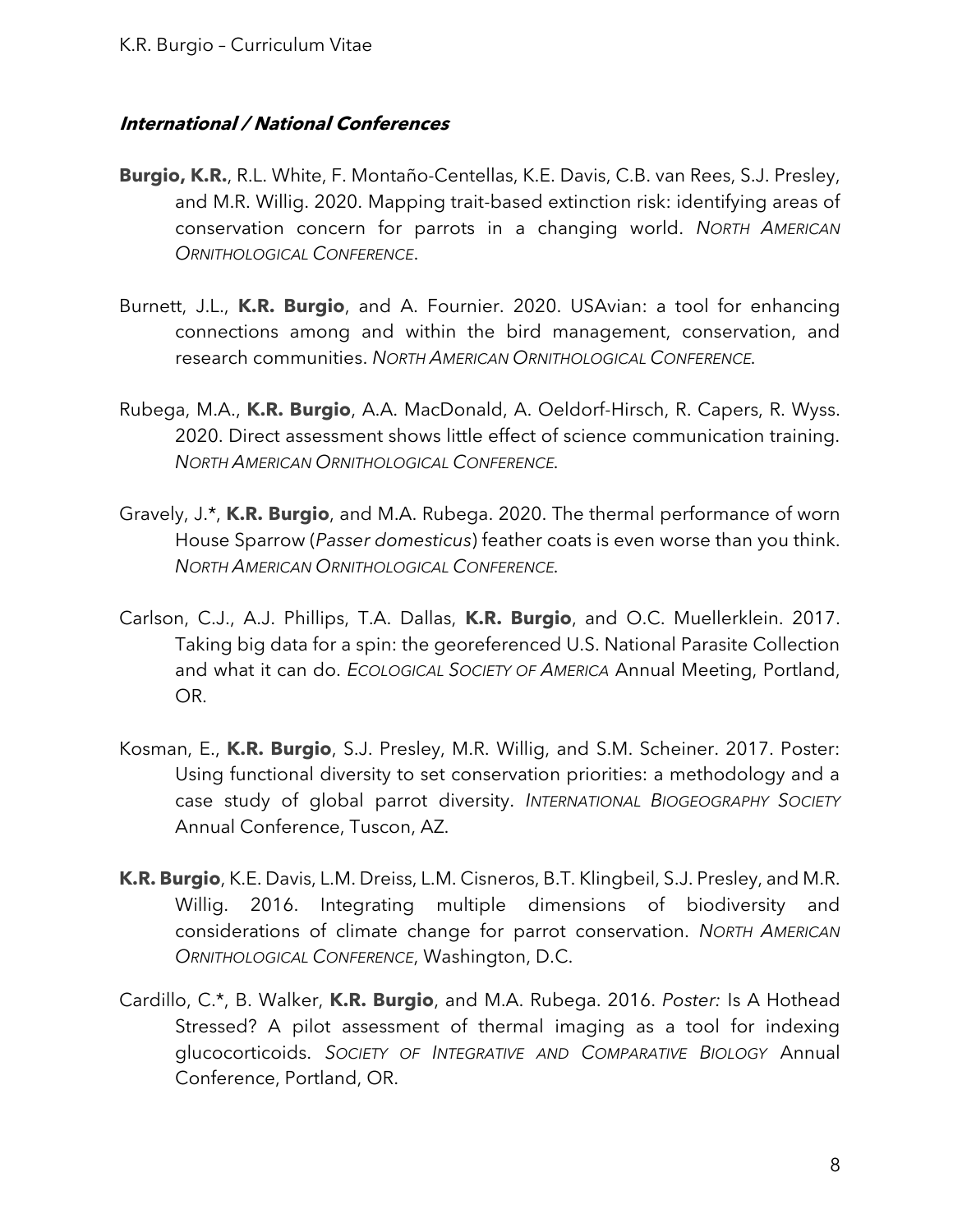### ***International / National Conferences***

**Burgio, K.R.**, R.L. White, F. Montaño-Centellas, K.E. Davis, C.B. van Rees, S.J. Presley, and M.R. Willig. 2020. Mapping trait-based extinction risk: identifying areas of conservation concern for parrots in a changing world. *NORTH AMERICAN ORNITHOLOGICAL CONFERENCE*.

Burnett, J.L., **K.R. Burgio**, and A. Fournier. 2020. USAvian: a tool for enhancing connections among and within the bird management, conservation, and research communities. *NORTH AMERICAN ORNITHOLOGICAL CONFERENCE*.

Rubega, M.A., **K.R. Burgio**, A.A. MacDonald, A. Oeldorf-Hirsch, R. Capers, R. Wyss. 2020. Direct assessment shows little effect of science communication training. *NORTH AMERICAN ORNITHOLOGICAL CONFERENCE*.

Gravely, J.*, **K.R. Burgio**, and M.A. Rubega. 2020. The thermal performance of worn House Sparrow (*Passer domesticus*) feather coats is even worse than you think. *NORTH AMERICAN ORNITHOLOGICAL CONFERENCE*.

Carlson, C.J., A.J. Phillips, T.A. Dallas, **K.R. Burgio**, and O.C. Muellerklein. 2017. Taking big data for a spin: the georeferenced U.S. National Parasite Collection and what it can do. *ECOLOGICAL SOCIETY OF AMERICA* Annual Meeting, Portland, OR.

Kosman, E., **K.R. Burgio**, S.J. Presley, M.R. Willig, and S.M. Scheiner. 2017. Poster: Using functional diversity to set conservation priorities: a methodology and a case study of global parrot diversity. *INTERNATIONAL BIOGEOGRAPHY SOCIETY* Annual Conference, Tuscon, AZ.

**K.R. Burgio**, K.E. Davis, L.M. Dreiss, L.M. Cisneros, B.T. Klingbeil, S.J. Presley, and M.R. Willig. 2016. Integrating multiple dimensions of biodiversity and considerations of climate change for parrot conservation. *NORTH AMERICAN ORNITHOLOGICAL CONFERENCE*, Washington, D.C.

Cardillo, C.*, B. Walker, **K.R. Burgio**, and M.A. Rubega. 2016. *Poster:* Is A Hothead Stressed? A pilot assessment of thermal imaging as a tool for indexing glucocorticoids. *SOCIETY OF INTEGRATIVE AND COMPARATIVE BIOLOGY* Annual Conference, Portland, OR.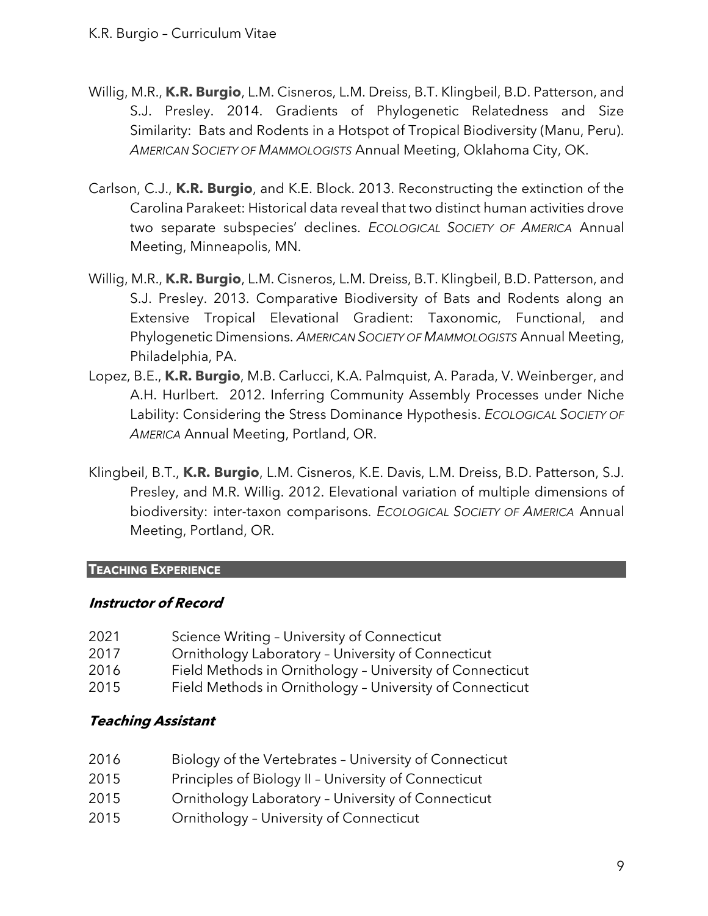Willig, M.R., **K.R. Burgio**, L.M. Cisneros, L.M. Dreiss, B.T. Klingbeil, B.D. Patterson, and S.J. Presley. 2014. Gradients of Phylogenetic Relatedness and Size Similarity: Bats and Rodents in a Hotspot of Tropical Biodiversity (Manu, Peru). *American Society of Mammologists* Annual Meeting, Oklahoma City, OK.

Carlson, C.J., **K.R. Burgio**, and K.E. Block. 2013. Reconstructing the extinction of the Carolina Parakeet: Historical data reveal that two distinct human activities drove two separate subspecies' declines. *Ecological Society of America* Annual Meeting, Minneapolis, MN.

Willig, M.R., **K.R. Burgio**, L.M. Cisneros, L.M. Dreiss, B.T. Klingbeil, B.D. Patterson, and S.J. Presley. 2013. Comparative Biodiversity of Bats and Rodents along an Extensive Tropical Elevational Gradient: Taxonomic, Functional, and Phylogenetic Dimensions. *American Society of Mammologists* Annual Meeting, Philadelphia, PA.

Lopez, B.E., **K.R. Burgio**, M.B. Carlucci, K.A. Palmquist, A. Parada, V. Weinberger, and A.H. Hurlbert. 2012. Inferring Community Assembly Processes under Niche Lability: Considering the Stress Dominance Hypothesis. *Ecological Society of America* Annual Meeting, Portland, OR.

Klingbeil, B.T., **K.R. Burgio**, L.M. Cisneros, K.E. Davis, L.M. Dreiss, B.D. Patterson, S.J. Presley, and M.R. Willig. 2012. Elevational variation of multiple dimensions of biodiversity: inter-taxon comparisons. *Ecological Society of America* Annual Meeting, Portland, OR.

## TEACHING EXPERIENCE

### *Instructor of Record*

2021 Science Writing – University of Connecticut
2017 Ornithology Laboratory – University of Connecticut
2016 Field Methods in Ornithology – University of Connecticut
2015 Field Methods in Ornithology – University of Connecticut

### *Teaching Assistant*

2016 Biology of the Vertebrates – University of Connecticut
2015 Principles of Biology II – University of Connecticut
2015 Ornithology Laboratory – University of Connecticut
2015 Ornithology – University of Connecticut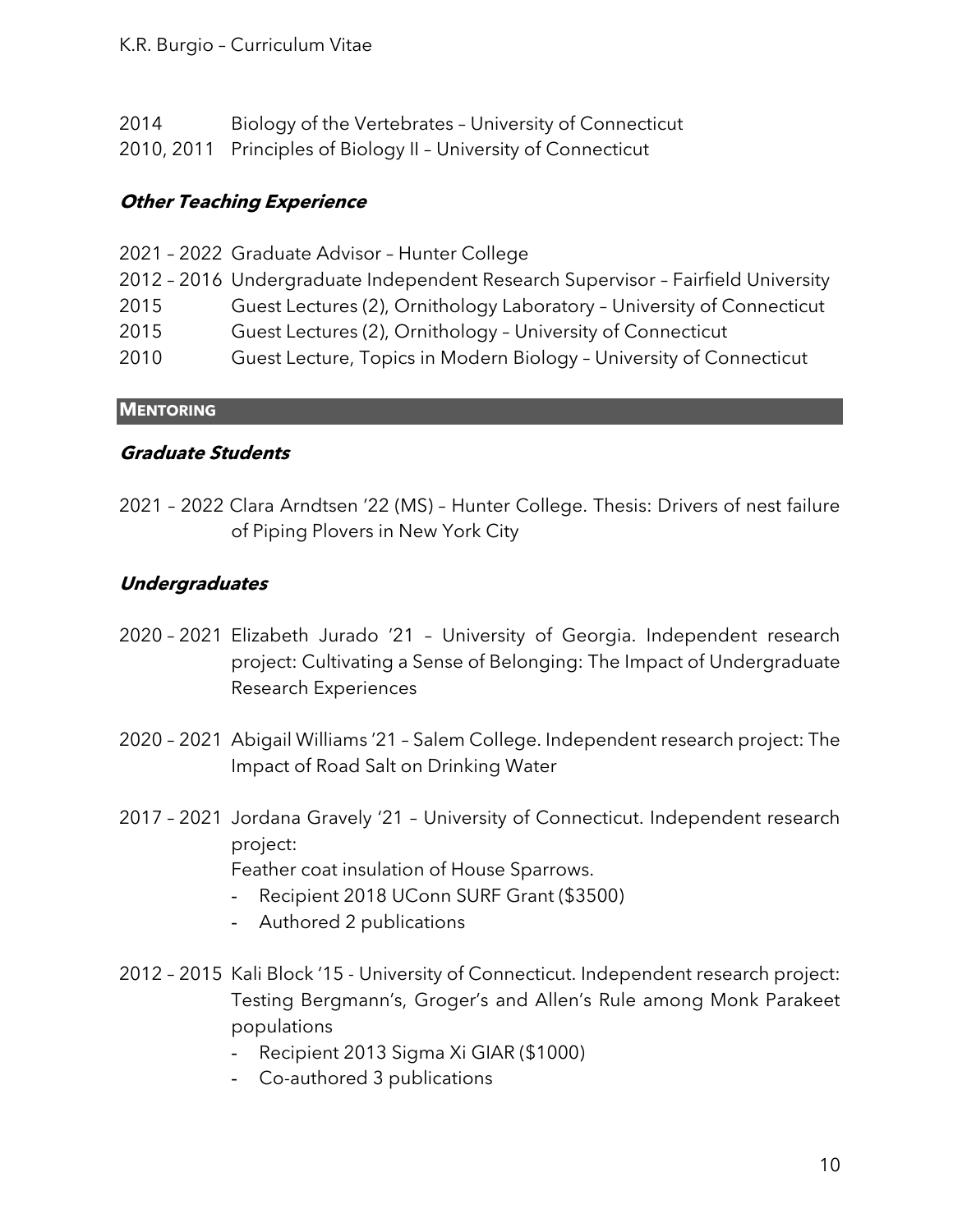2014 Biology of the Vertebrates – University of Connecticut

2010, 2011 Principles of Biology II – University of Connecticut

### *Other Teaching Experience*

2021 – 2022 Graduate Advisor – Hunter College

2012 – 2016 Undergraduate Independent Research Supervisor – Fairfield University

2015 Guest Lectures (2), Ornithology Laboratory – University of Connecticut

2015 Guest Lectures (2), Ornithology – University of Connecticut

2010 Guest Lecture, Topics in Modern Biology – University of Connecticut

## MENTORING

### *Graduate Students*

2021 – 2022 Clara Arndtsen '22 (MS) – Hunter College. Thesis: Drivers of nest failure of Piping Plovers in New York City

### *Undergraduates*

2020 – 2021 Elizabeth Jurado '21 – University of Georgia. Independent research project: Cultivating a Sense of Belonging: The Impact of Undergraduate Research Experiences

2020 – 2021 Abigail Williams '21 – Salem College. Independent research project: The Impact of Road Salt on Drinking Water

2017 – 2021 Jordana Gravely '21 – University of Connecticut. Independent research project:
Feather coat insulation of House Sparrows.

- Recipient 2018 UConn SURF Grant ($3500)
- Authored 2 publications

2012 – 2015 Kali Block '15 - University of Connecticut. Independent research project: Testing Bergmann's, Groger's and Allen's Rule among Monk Parakeet populations

- Recipient 2013 Sigma Xi GIAR ($1000)
- Co-authored 3 publications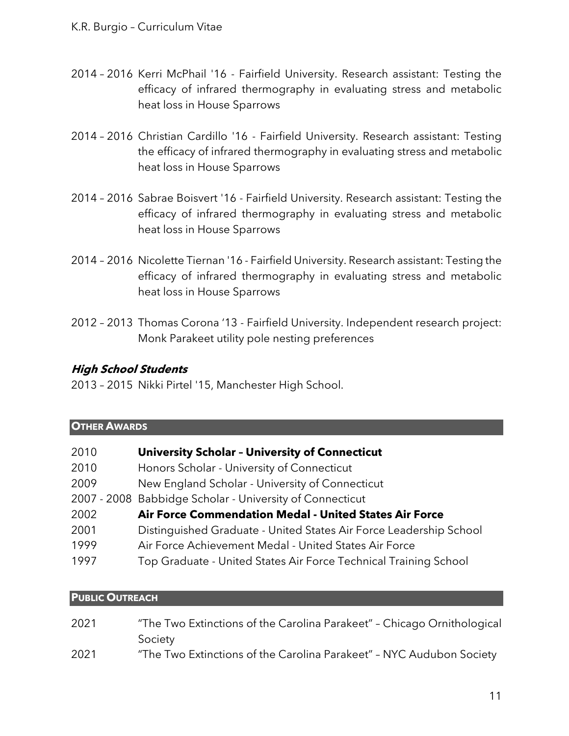2014 – 2016 Kerri McPhail '16 - Fairfield University. Research assistant: Testing the efficacy of infrared thermography in evaluating stress and metabolic heat loss in House Sparrows

2014 – 2016 Christian Cardillo '16 - Fairfield University. Research assistant: Testing the efficacy of infrared thermography in evaluating stress and metabolic heat loss in House Sparrows

2014 – 2016 Sabrae Boisvert '16 - Fairfield University. Research assistant: Testing the efficacy of infrared thermography in evaluating stress and metabolic heat loss in House Sparrows

2014 – 2016 Nicolette Tiernan '16 - Fairfield University. Research assistant: Testing the efficacy of infrared thermography in evaluating stress and metabolic heat loss in House Sparrows

2012 – 2013 Thomas Corona '13 - Fairfield University. Independent research project: Monk Parakeet utility pole nesting preferences

### *High School Students*

2013 – 2015 Nikki Pirtel '15, Manchester High School.

## OTHER AWARDS

2010 **University Scholar – University of Connecticut**
2010 Honors Scholar - University of Connecticut
2009 New England Scholar - University of Connecticut
2007 - 2008 Babbidge Scholar - University of Connecticut
2002 **Air Force Commendation Medal - United States Air Force**
2001 Distinguished Graduate - United States Air Force Leadership School
1999 Air Force Achievement Medal - United States Air Force
1997 Top Graduate - United States Air Force Technical Training School

## PUBLIC OUTREACH

2021 "The Two Extinctions of the Carolina Parakeet" – Chicago Ornithological Society
2021 "The Two Extinctions of the Carolina Parakeet" – NYC Audubon Society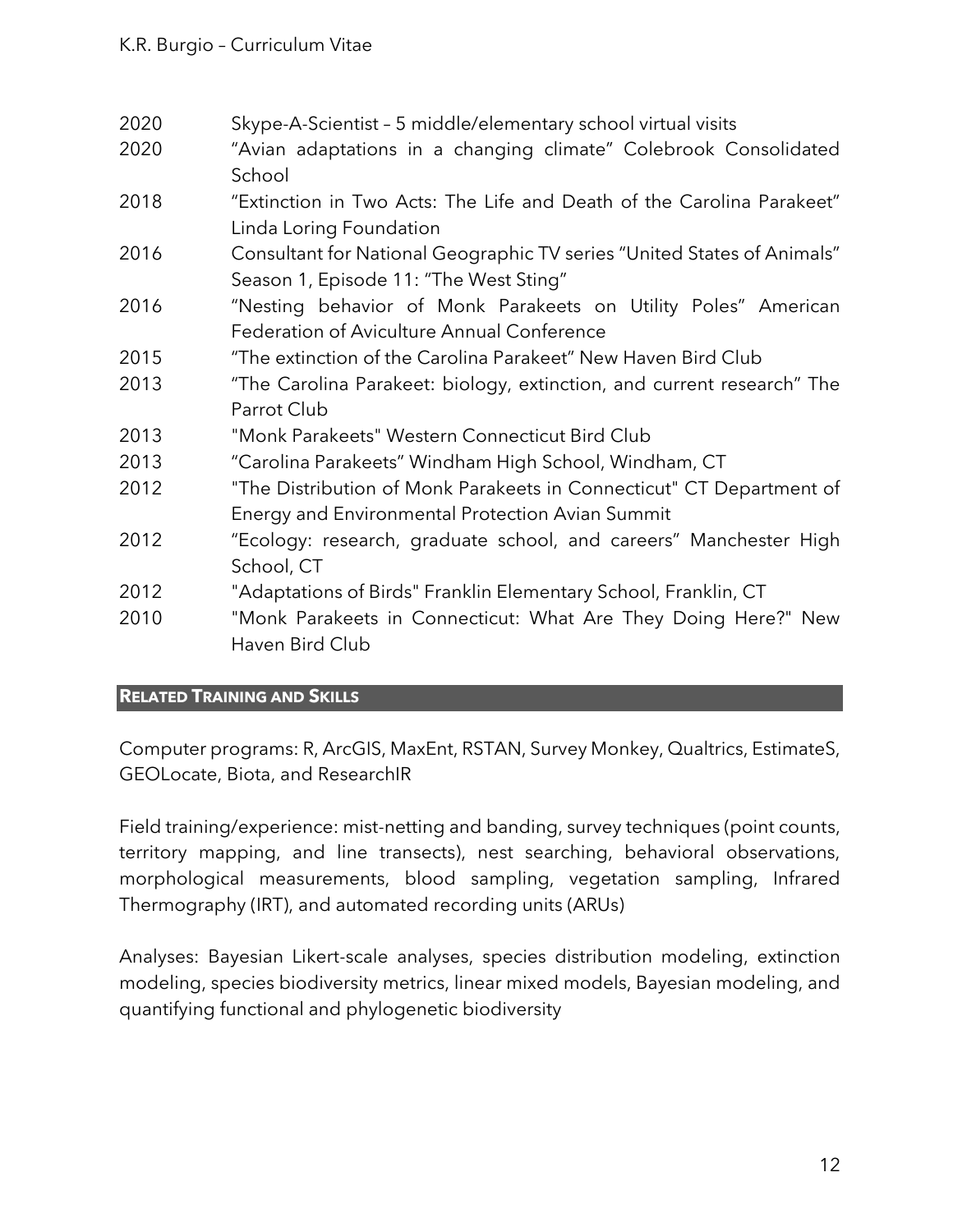| | |
|---|---|
| 2020 | Skype-A-Scientist – 5 middle/elementary school virtual visits |
| 2020 | “Avian adaptations in a changing climate” Colebrook Consolidated School |
| 2018 | “Extinction in Two Acts: The Life and Death of the Carolina Parakeet” Linda Loring Foundation |
| 2016 | Consultant for National Geographic TV series “United States of Animals” Season 1, Episode 11: “The West Sting” |
| 2016 | “Nesting behavior of Monk Parakeets on Utility Poles” American Federation of Aviculture Annual Conference |
| 2015 | “The extinction of the Carolina Parakeet” New Haven Bird Club |
| 2013 | “The Carolina Parakeet: biology, extinction, and current research” The Parrot Club |
| 2013 | "Monk Parakeets" Western Connecticut Bird Club |
| 2013 | “Carolina Parakeets” Windham High School, Windham, CT |
| 2012 | "The Distribution of Monk Parakeets in Connecticut" CT Department of Energy and Environmental Protection Avian Summit |
| 2012 | “Ecology: research, graduate school, and careers” Manchester High School, CT |
| 2012 | "Adaptations of Birds" Franklin Elementary School, Franklin, CT |
| 2010 | "Monk Parakeets in Connecticut: What Are They Doing Here?" New Haven Bird Club |

## Related Training and Skills

Computer programs: R, ArcGIS, MaxEnt, RSTAN, Survey Monkey, Qualtrics, EstimateS, GEOLocate, Biota, and ResearchIR

Field training/experience: mist-netting and banding, survey techniques (point counts, territory mapping, and line transects), nest searching, behavioral observations, morphological measurements, blood sampling, vegetation sampling, Infrared Thermography (IRT), and automated recording units (ARUs)

Analyses: Bayesian Likert-scale analyses, species distribution modeling, extinction modeling, species biodiversity metrics, linear mixed models, Bayesian modeling, and quantifying functional and phylogenetic biodiversity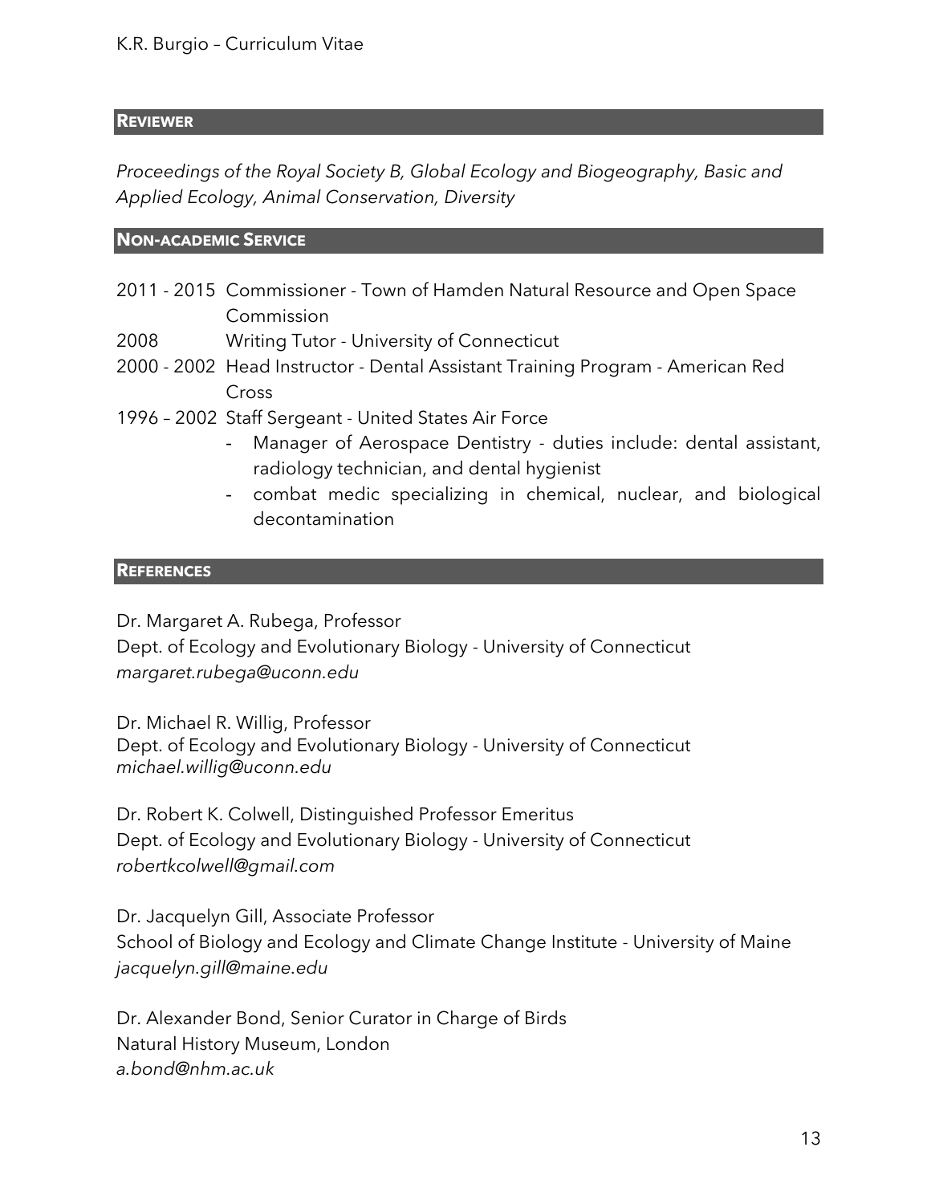## Reviewer

*Proceedings of the Royal Society B, Global Ecology and Biogeography, Basic and Applied Ecology, Animal Conservation, Diversity*

## Non-academic Service

2011 - 2015 Commissioner - Town of Hamden Natural Resource and Open Space Commission

2008 Writing Tutor - University of Connecticut

2000 - 2002 Head Instructor - Dental Assistant Training Program - American Red Cross

1996 – 2002 Staff Sergeant - United States Air Force

- Manager of Aerospace Dentistry - duties include: dental assistant, radiology technician, and dental hygienist
- combat medic specializing in chemical, nuclear, and biological decontamination

## References

Dr. Margaret A. Rubega, Professor
Dept. of Ecology and Evolutionary Biology - University of Connecticut
*margaret.rubega@uconn.edu*

Dr. Michael R. Willig, Professor
Dept. of Ecology and Evolutionary Biology - University of Connecticut
*michael.willig@uconn.edu*

Dr. Robert K. Colwell, Distinguished Professor Emeritus
Dept. of Ecology and Evolutionary Biology - University of Connecticut
*robertkcolwell@gmail.com*

Dr. Jacquelyn Gill, Associate Professor
School of Biology and Ecology and Climate Change Institute - University of Maine
*jacquelyn.gill@maine.edu*

Dr. Alexander Bond, Senior Curator in Charge of Birds
Natural History Museum, London
*a.bond@nhm.ac.uk*